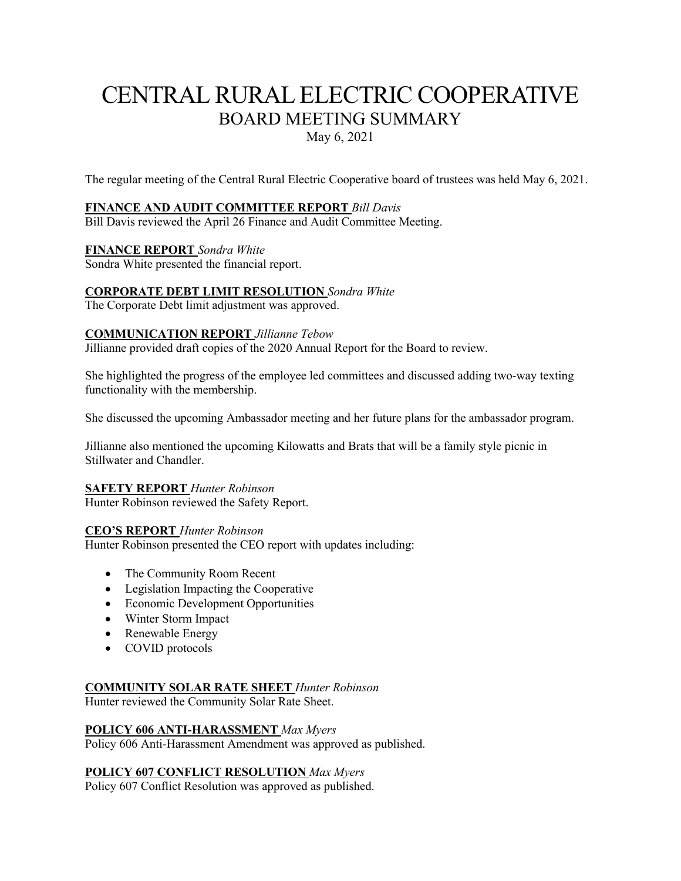# CENTRAL RURAL ELECTRIC COOPERATIVE

## BOARD MEETING SUMMARY

May 6, 2021

The regular meeting of the Central Rural Electric Cooperative board of trustees was held May 6, 2021.

**FINANCE AND AUDIT COMMITTEE REPORT** *Bill Davis*
Bill Davis reviewed the April 26 Finance and Audit Committee Meeting.

**FINANCE REPORT** *Sondra White*
Sondra White presented the financial report.

**CORPORATE DEBT LIMIT RESOLUTION** *Sondra White*
The Corporate Debt limit adjustment was approved.

**COMMUNICATION REPORT** *Jillianne Tebow*
Jillianne provided draft copies of the 2020 Annual Report for the Board to review.

She highlighted the progress of the employee led committees and discussed adding two-way texting functionality with the membership.

She discussed the upcoming Ambassador meeting and her future plans for the ambassador program.

Jillianne also mentioned the upcoming Kilowatts and Brats that will be a family style picnic in Stillwater and Chandler.

**SAFETY REPORT** *Hunter Robinson*
Hunter Robinson reviewed the Safety Report.

**CEO'S REPORT** *Hunter Robinson*
Hunter Robinson presented the CEO report with updates including:

- The Community Room Recent
- Legislation Impacting the Cooperative
- Economic Development Opportunities
- Winter Storm Impact
- Renewable Energy
- COVID protocols

**COMMUNITY SOLAR RATE SHEET** *Hunter Robinson*
Hunter reviewed the Community Solar Rate Sheet.

**POLICY 606 ANTI-HARASSMENT** *Max Myers*
Policy 606 Anti-Harassment Amendment was approved as published.

**POLICY 607 CONFLICT RESOLUTION** *Max Myers*
Policy 607 Conflict Resolution was approved as published.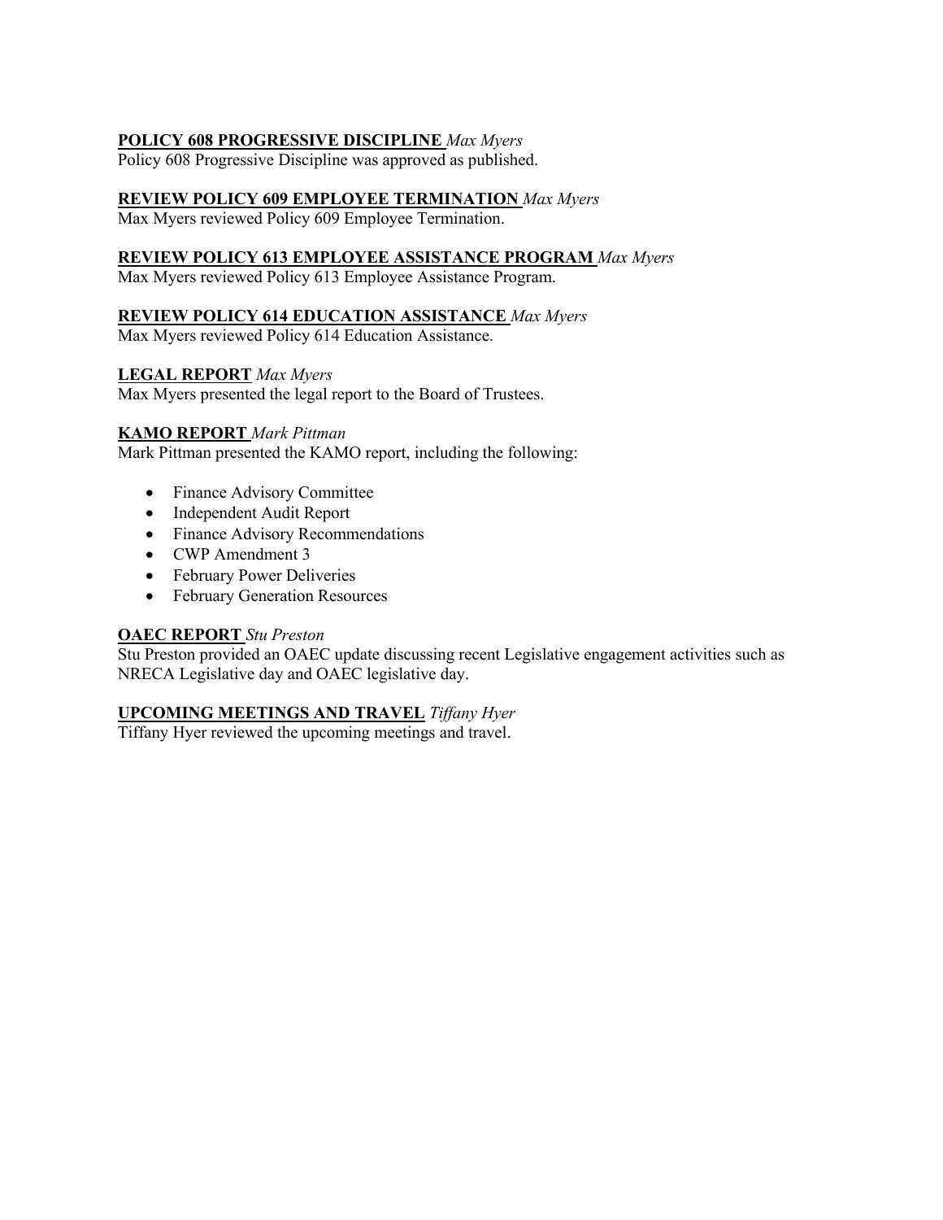**POLICY 608 PROGRESSIVE DISCIPLINE** *Max Myers*
Policy 608 Progressive Discipline was approved as published.

**REVIEW POLICY 609 EMPLOYEE TERMINATION** *Max Myers*
Max Myers reviewed Policy 609 Employee Termination.

**REVIEW POLICY 613 EMPLOYEE ASSISTANCE PROGRAM** *Max Myers*
Max Myers reviewed Policy 613 Employee Assistance Program.

**REVIEW POLICY 614 EDUCATION ASSISTANCE** *Max Myers*
Max Myers reviewed Policy 614 Education Assistance.

**LEGAL REPORT** *Max Myers*
Max Myers presented the legal report to the Board of Trustees.

**KAMO REPORT** *Mark Pittman*
Mark Pittman presented the KAMO report, including the following:

- Finance Advisory Committee
- Independent Audit Report
- Finance Advisory Recommendations
- CWP Amendment 3
- February Power Deliveries
- February Generation Resources

**OAEC REPORT** *Stu Preston*
Stu Preston provided an OAEC update discussing recent Legislative engagement activities such as NRECA Legislative day and OAEC legislative day.

**UPCOMING MEETINGS AND TRAVEL** *Tiffany Hyer*
Tiffany Hyer reviewed the upcoming meetings and travel.